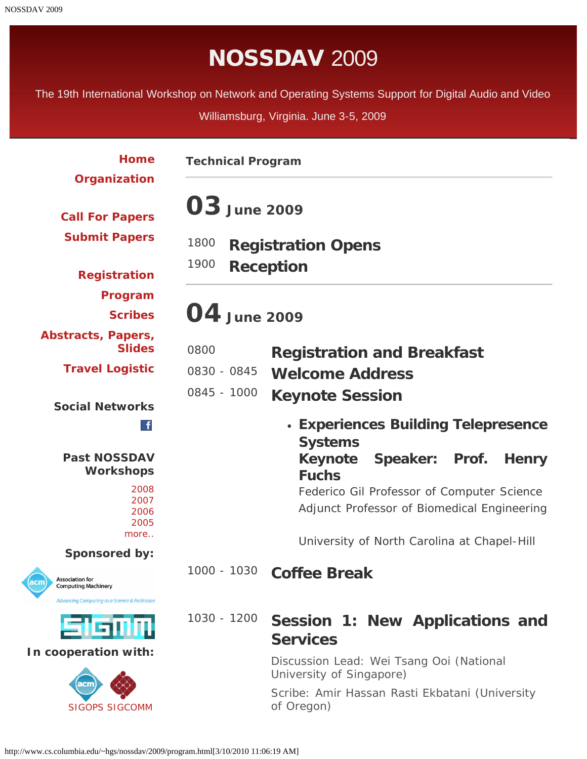# NOSSDAV 2009

The 19th International Workshop on Network and Operating Systems Support for Digital Audio and Video

Williamsburg, Virginia. June 3-5, 2009

- Home
- Organization
- Call For Papers
- Submit Papers
- Registration
- Program
- Scribes
- Abstracts, Papers, Slides
- Travel Logistic

**Social Networks**

**Past NOSSDAV Workshops**

- 2008
- 2007
- 2006
- 2005
- more..

**Sponsored by:**

Association for Computing Machinery — Advancing Computing as a Science & Profession

SIGMM

**In cooperation with:**

SIGOPS SIGCOMM

## Technical Program

## 03 June 2009

1800 **Registration Opens**

1900 **Reception**

## 04 June 2009

0800 **Registration and Breakfast**

0830 - 0845 **Welcome Address**

0845 - 1000 **Keynote Session**

- **Experiences Building Telepresence Systems**
  **Keynote Speaker: Prof. Henry Fuchs**
  Federico Gil Professor of Computer Science
  Adjunct Professor of Biomedical Engineering

  University of North Carolina at Chapel-Hill

1000 - 1030 **Coffee Break**

1030 - 1200 **Session 1: New Applications and Services**

Discussion Lead: Wei Tsang Ooi (National University of Singapore)

Scribe: Amir Hassan Rasti Ekbatani (University of Oregon)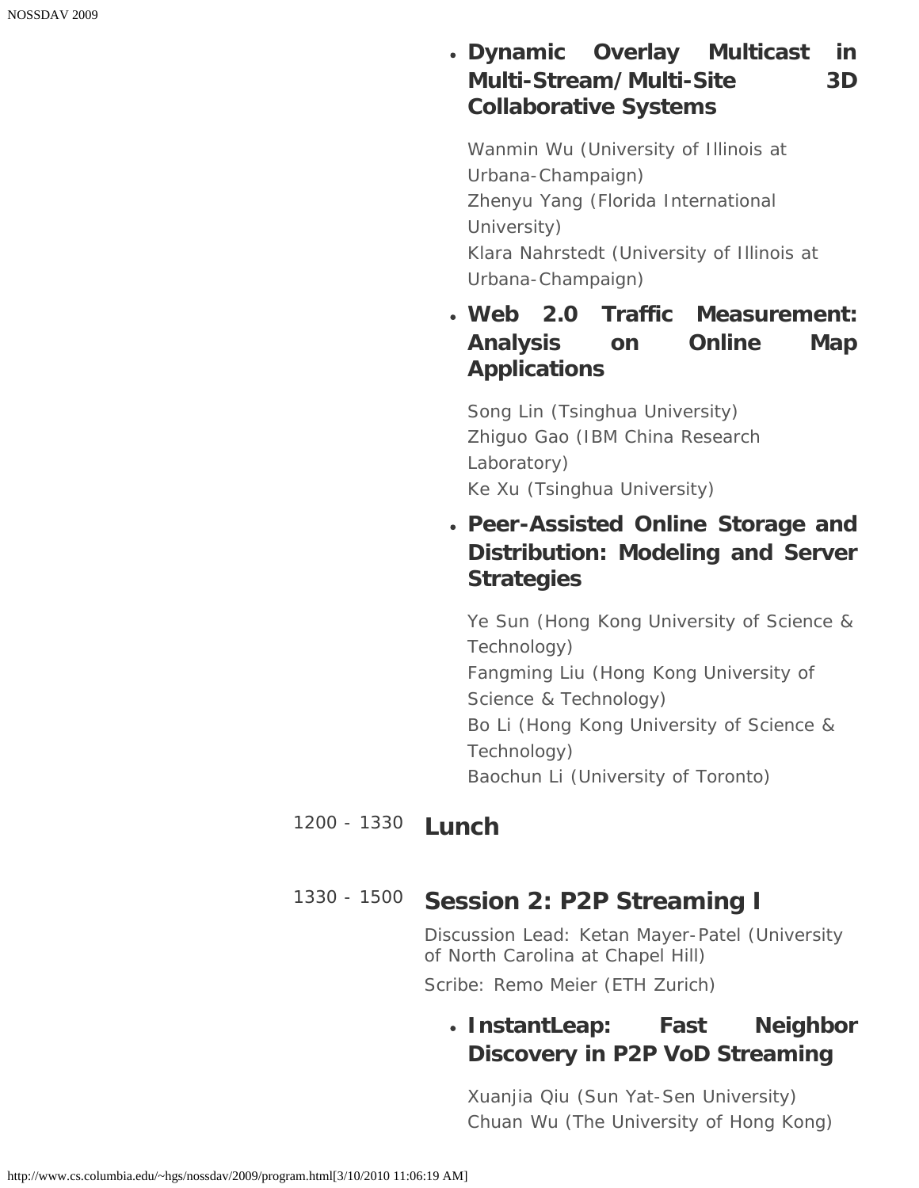- **Dynamic Overlay Multicast in Multi-Stream/Multi-Site 3D Collaborative Systems**

  Wanmin Wu (University of Illinois at Urbana-Champaign)
  Zhenyu Yang (Florida International University)
  Klara Nahrstedt (University of Illinois at Urbana-Champaign)

- **Web 2.0 Traffic Measurement: Analysis on Online Map Applications**

  Song Lin (Tsinghua University)
  Zhiguo Gao (IBM China Research Laboratory)
  Ke Xu (Tsinghua University)

- **Peer-Assisted Online Storage and Distribution: Modeling and Server Strategies**

  Ye Sun (Hong Kong University of Science & Technology)
  Fangming Liu (Hong Kong University of Science & Technology)
  Bo Li (Hong Kong University of Science & Technology)
  Baochun Li (University of Toronto)

1200 - 1330 **Lunch**

1330 - 1500 **Session 2: P2P Streaming I**

Discussion Lead: Ketan Mayer-Patel (University of North Carolina at Chapel Hill)

Scribe: Remo Meier (ETH Zurich)

- **InstantLeap: Fast Neighbor Discovery in P2P VoD Streaming**

  Xuanjia Qiu (Sun Yat-Sen University)
  Chuan Wu (The University of Hong Kong)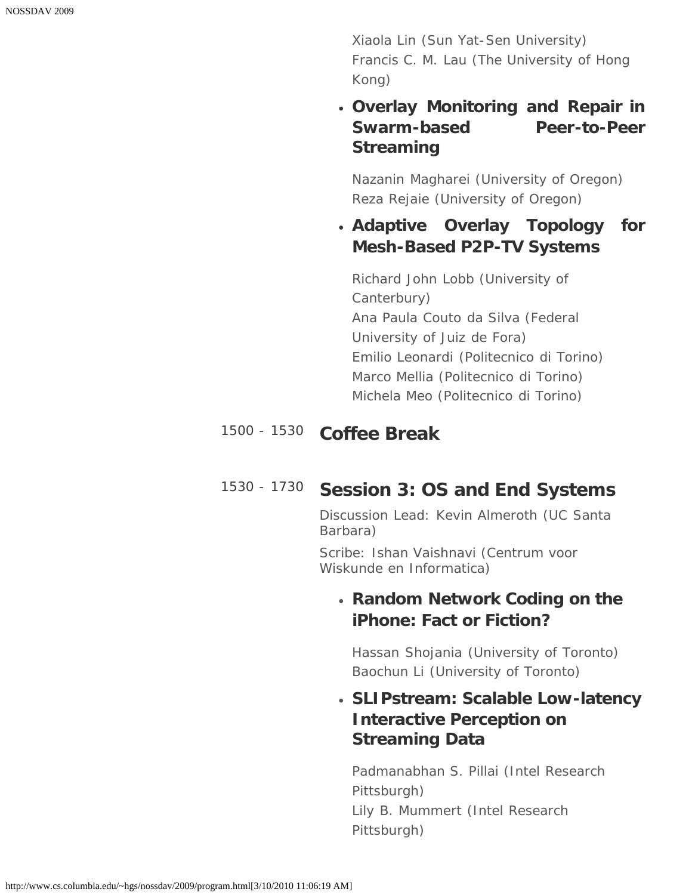Xiaola Lin (Sun Yat-Sen University)
Francis C. M. Lau (The University of Hong Kong)

- **Overlay Monitoring and Repair in Swarm-based Peer-to-Peer Streaming**

  Nazanin Magharei (University of Oregon)
  Reza Rejaie (University of Oregon)

- **Adaptive Overlay Topology for Mesh-Based P2P-TV Systems**

  Richard John Lobb (University of Canterbury)
  Ana Paula Couto da Silva (Federal University of Juiz de Fora)
  Emilio Leonardi (Politecnico di Torino)
  Marco Mellia (Politecnico di Torino)
  Michela Meo (Politecnico di Torino)

1500 - 1530 **Coffee Break**

1530 - 1730 **Session 3: OS and End Systems**

Discussion Lead: Kevin Almeroth (UC Santa Barbara)

Scribe: Ishan Vaishnavi (Centrum voor Wiskunde en Informatica)

- **Random Network Coding on the iPhone: Fact or Fiction?**

  Hassan Shojania (University of Toronto)
  Baochun Li (University of Toronto)

- **SLIPstream: Scalable Low-latency Interactive Perception on Streaming Data**

  Padmanabhan S. Pillai (Intel Research Pittsburgh)
  Lily B. Mummert (Intel Research Pittsburgh)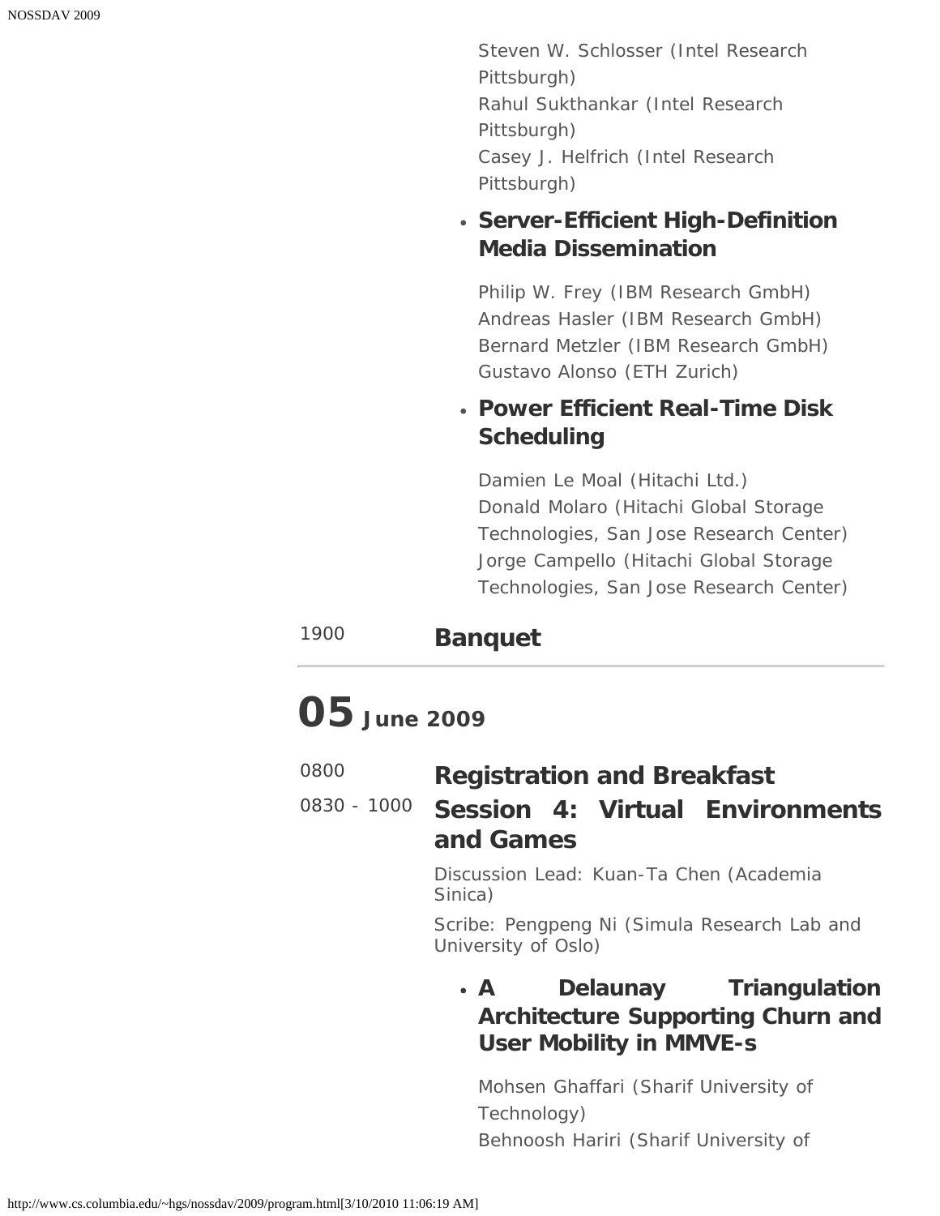Steven W. Schlosser (Intel Research Pittsburgh)
Rahul Sukthankar (Intel Research Pittsburgh)
Casey J. Helfrich (Intel Research Pittsburgh)

- **Server-Efficient High-Definition Media Dissemination**

  Philip W. Frey (IBM Research GmbH)
  Andreas Hasler (IBM Research GmbH)
  Bernard Metzler (IBM Research GmbH)
  Gustavo Alonso (ETH Zurich)

- **Power Efficient Real-Time Disk Scheduling**

  Damien Le Moal (Hitachi Ltd.)
  Donald Molaro (Hitachi Global Storage Technologies, San Jose Research Center)
  Jorge Campello (Hitachi Global Storage Technologies, San Jose Research Center)

1900 **Banquet**

---

# 05 June 2009

0800 **Registration and Breakfast**

0830 - 1000 **Session 4: Virtual Environments and Games**

Discussion Lead: Kuan-Ta Chen (Academia Sinica)

Scribe: Pengpeng Ni (Simula Research Lab and University of Oslo)

- **A Delaunay Triangulation Architecture Supporting Churn and User Mobility in MMVE-s**

  Mohsen Ghaffari (Sharif University of Technology)
  Behnoosh Hariri (Sharif University of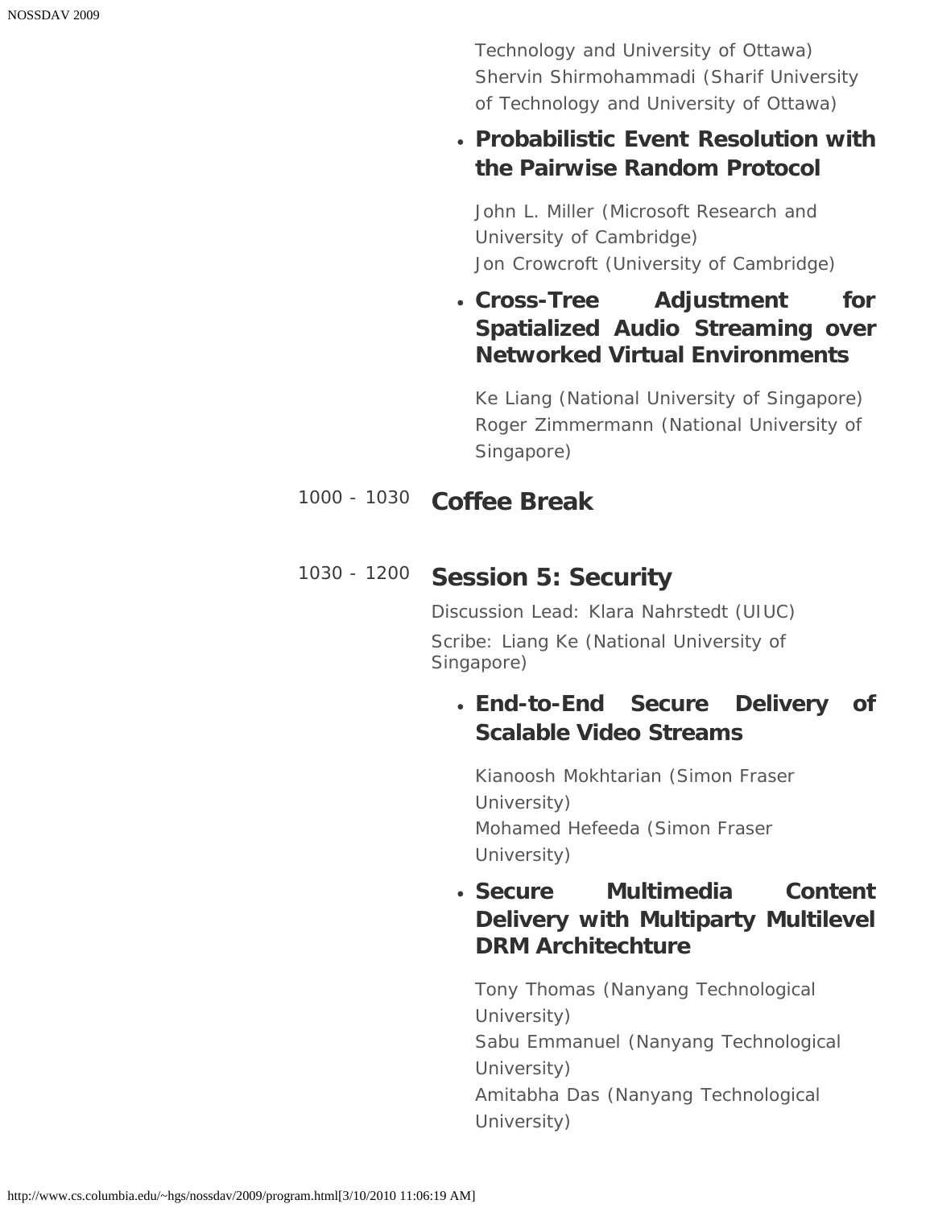Technology and University of Ottawa)
Shervin Shirmohammadi (Sharif University of Technology and University of Ottawa)

- **Probabilistic Event Resolution with the Pairwise Random Protocol**

  John L. Miller (Microsoft Research and University of Cambridge)
  Jon Crowcroft (University of Cambridge)

- **Cross-Tree Adjustment for Spatialized Audio Streaming over Networked Virtual Environments**

  Ke Liang (National University of Singapore)
  Roger Zimmermann (National University of Singapore)

1000 - 1030 **Coffee Break**

1030 - 1200 **Session 5: Security**

Discussion Lead: Klara Nahrstedt (UIUC)

Scribe: Liang Ke (National University of Singapore)

- **End-to-End Secure Delivery of Scalable Video Streams**

  Kianoosh Mokhtarian (Simon Fraser University)
  Mohamed Hefeeda (Simon Fraser University)

- **Secure Multimedia Content Delivery with Multiparty Multilevel DRM Architechture**

  Tony Thomas (Nanyang Technological University)
  Sabu Emmanuel (Nanyang Technological University)
  Amitabha Das (Nanyang Technological University)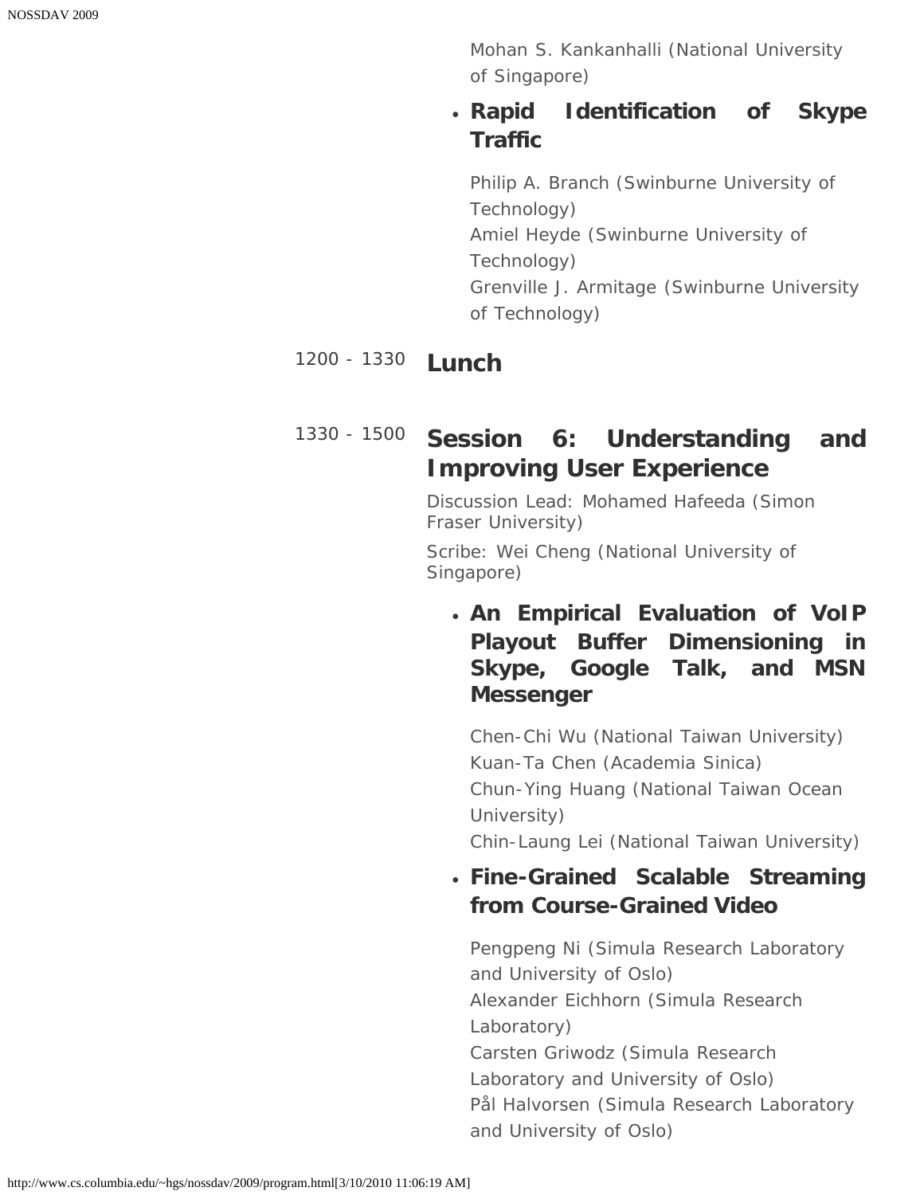Mohan S. Kankanhalli (National University of Singapore)

- **Rapid Identification of Skype Traffic**

  Philip A. Branch (Swinburne University of Technology)
  Amiel Heyde (Swinburne University of Technology)
  Grenville J. Armitage (Swinburne University of Technology)

1200 - 1330 **Lunch**

1330 - 1500 **Session 6: Understanding and Improving User Experience**

Discussion Lead: Mohamed Hafeeda (Simon Fraser University)

Scribe: Wei Cheng (National University of Singapore)

- **An Empirical Evaluation of VoIP Playout Buffer Dimensioning in Skype, Google Talk, and MSN Messenger**

  Chen-Chi Wu (National Taiwan University)
  Kuan-Ta Chen (Academia Sinica)
  Chun-Ying Huang (National Taiwan Ocean University)
  Chin-Laung Lei (National Taiwan University)

- **Fine-Grained Scalable Streaming from Course-Grained Video**

  Pengpeng Ni (Simula Research Laboratory and University of Oslo)
  Alexander Eichhorn (Simula Research Laboratory)
  Carsten Griwodz (Simula Research Laboratory and University of Oslo)
  Pål Halvorsen (Simula Research Laboratory and University of Oslo)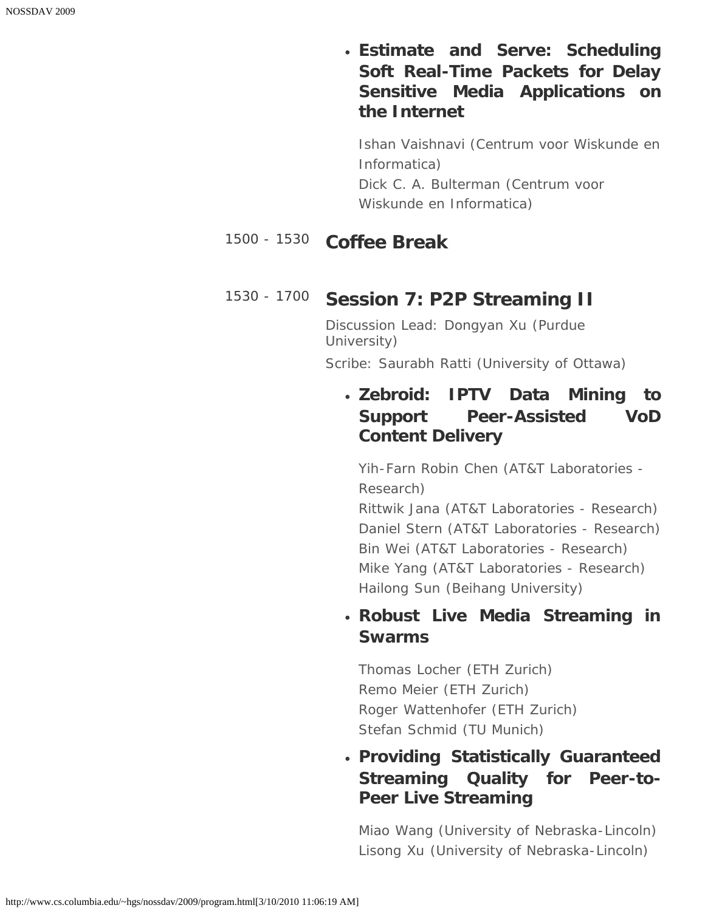- **Estimate and Serve: Scheduling Soft Real-Time Packets for Delay Sensitive Media Applications on the Internet**

  Ishan Vaishnavi (Centrum voor Wiskunde en Informatica)
  Dick C. A. Bulterman (Centrum voor Wiskunde en Informatica)

1500 - 1530 **Coffee Break**

1530 - 1700 **Session 7: P2P Streaming II**

Discussion Lead: Dongyan Xu (Purdue University)

Scribe: Saurabh Ratti (University of Ottawa)

- **Zebroid: IPTV Data Mining to Support Peer-Assisted VoD Content Delivery**

  Yih-Farn Robin Chen (AT&T Laboratories - Research)
  Rittwik Jana (AT&T Laboratories - Research)
  Daniel Stern (AT&T Laboratories - Research)
  Bin Wei (AT&T Laboratories - Research)
  Mike Yang (AT&T Laboratories - Research)
  Hailong Sun (Beihang University)

- **Robust Live Media Streaming in Swarms**

  Thomas Locher (ETH Zurich)
  Remo Meier (ETH Zurich)
  Roger Wattenhofer (ETH Zurich)
  Stefan Schmid (TU Munich)

- **Providing Statistically Guaranteed Streaming Quality for Peer-to-Peer Live Streaming**

  Miao Wang (University of Nebraska-Lincoln)
  Lisong Xu (University of Nebraska-Lincoln)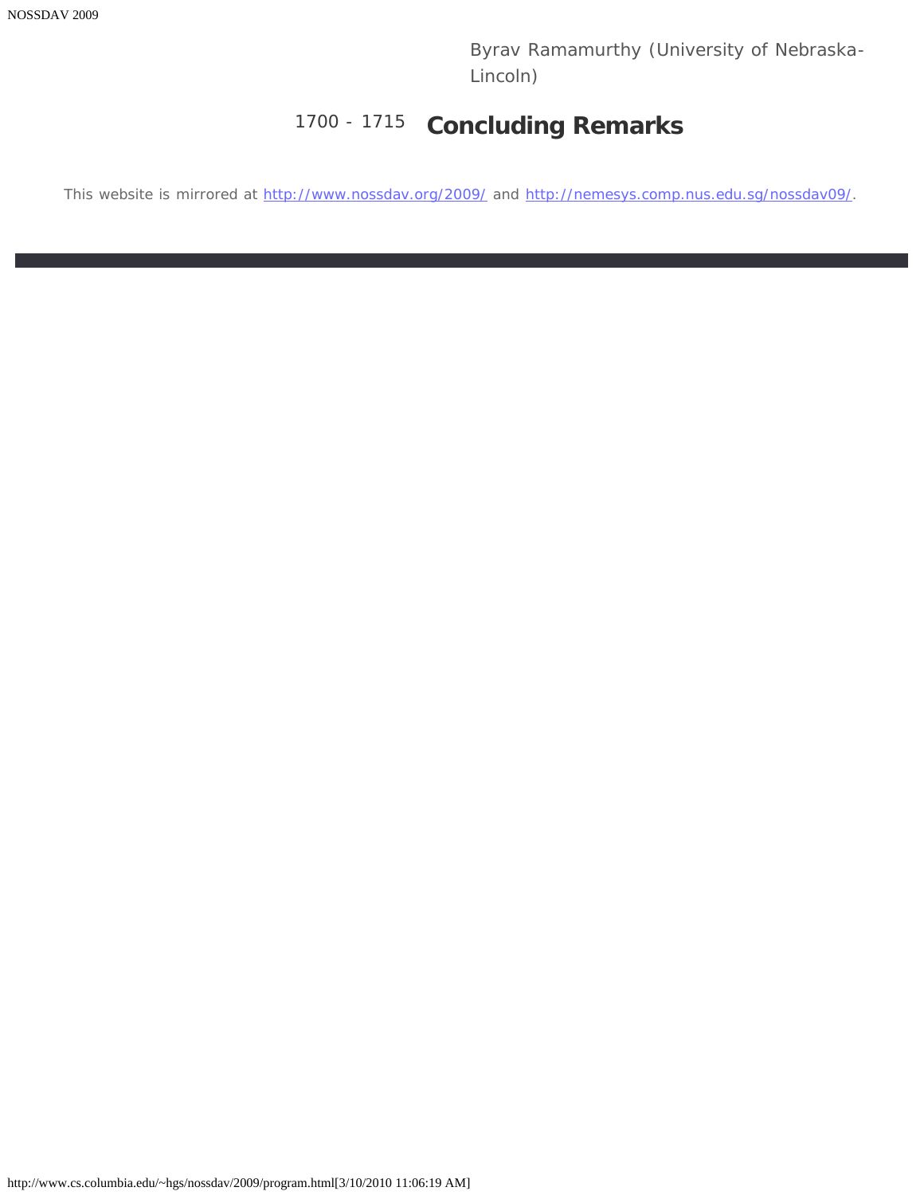Byrav Ramamurthy (University of Nebraska-Lincoln)

1700 - 1715 **Concluding Remarks**

This website is mirrored at [http://www.nossdav.org/2009/](http://www.nossdav.org/2009/) and [http://nemesys.comp.nus.edu.sg/nossdav09/](http://nemesys.comp.nus.edu.sg/nossdav09/).